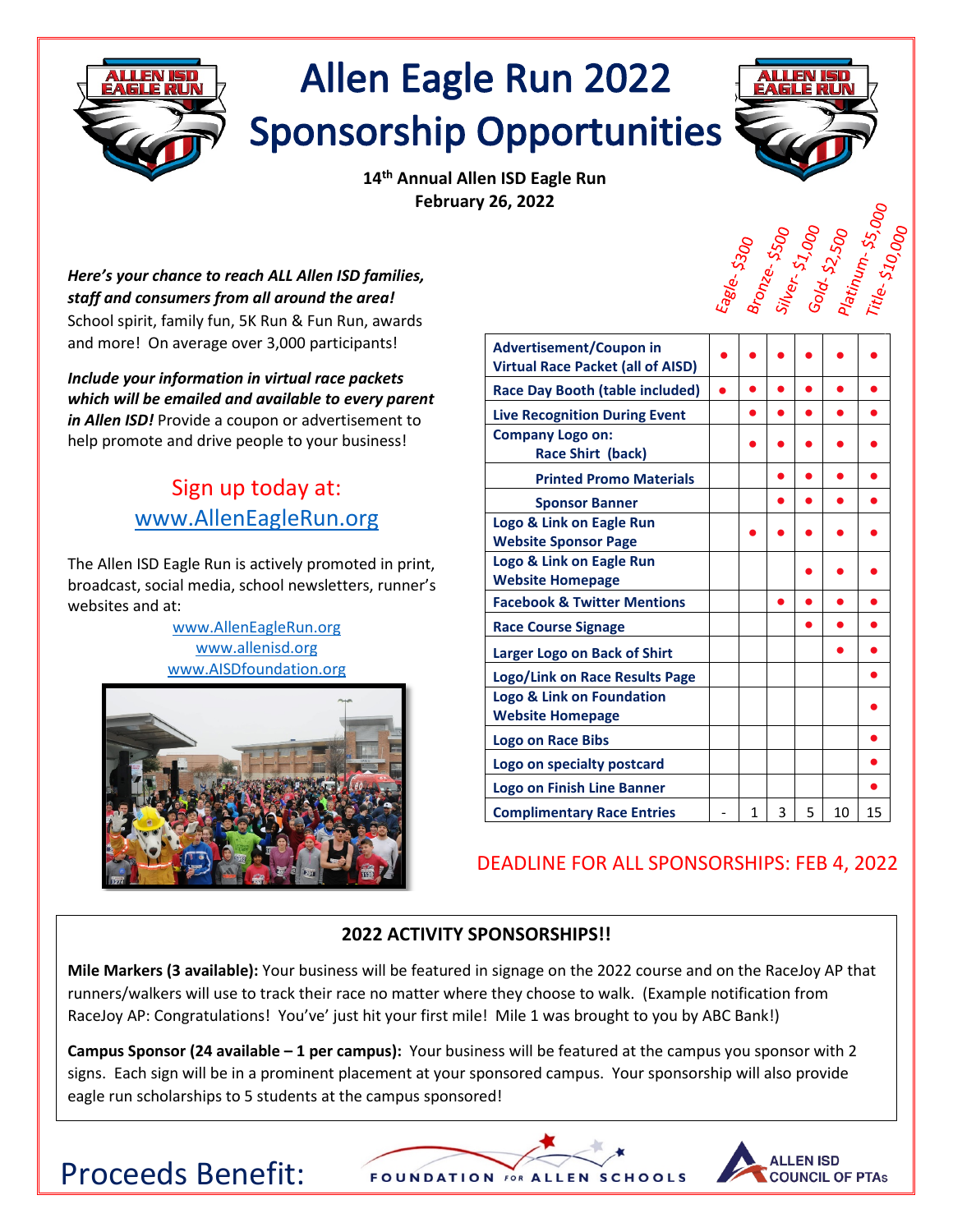# Allen Eagle Run 2022 Sponsorship Opportunities

**14th Annual Allen ISD Eagle Run**
**February 26, 2022**

***Here's your chance to reach ALL Allen ISD families, staff and consumers from all around the area!*** School spirit, family fun, 5K Run & Fun Run, awards and more! On average over 3,000 participants!

***Include your information in virtual race packets which will be emailed and available to every parent in Allen ISD!*** Provide a coupon or advertisement to help promote and drive people to your business!

## Sign up today at: www.AllenEagleRun.org

The Allen ISD Eagle Run is actively promoted in print, broadcast, social media, school newsletters, runner's websites and at:

www.AllenEagleRun.org
www.allenisd.org
www.AISDfoundation.org

| | Eagle- $300 | Bronze- $500 | Silver- $1,000 | Gold- $2,500 | Platinum- $5,000 | Title- $10,000 |
|---|---|---|---|---|---|---|
| **Advertisement/Coupon in Virtual Race Packet (all of AISD)** | ● | ● | ● | ● | ● | ● |
| **Race Day Booth (table included)** | ● | ● | ● | ● | ● | ● |
| **Live Recognition During Event** | | ● | ● | ● | ● | ● |
| **Company Logo on: Race Shirt (back)** | | ● | ● | ● | ● | ● |
| **Printed Promo Materials** | | | ● | ● | ● | ● |
| **Sponsor Banner** | | | ● | ● | ● | ● |
| **Logo & Link on Eagle Run Website Sponsor Page** | | ● | ● | ● | ● | ● |
| **Logo & Link on Eagle Run Website Homepage** | | | | ● | ● | ● |
| **Facebook & Twitter Mentions** | | | ● | ● | ● | ● |
| **Race Course Signage** | | | | ● | ● | ● |
| **Larger Logo on Back of Shirt** | | | | | ● | ● |
| **Logo/Link on Race Results Page** | | | | | | ● |
| **Logo & Link on Foundation Webstate Homepage** | | | | | | ● |
| **Logo on Race Bibs** | | | | | | ● |
| **Logo on specialty postcard** | | | | | | ● |
| **Logo on Finish Line Banner** | | | | | | ● |
| **Complimentary Race Entries** | - | 1 | 3 | 5 | 10 | 15 |

DEADLINE FOR ALL SPONSORSHIPS: FEB 4, 2022

## 2022 ACTIVITY SPONSORSHIPS!!

**Mile Markers (3 available):** Your business will be featured in signage on the 2022 course and on the RaceJoy AP that runners/walkers will use to track their race no matter where they choose to walk. (Example notification from RaceJoy AP: Congratulations! You've' just hit your first mile! Mile 1 was brought to you by ABC Bank!)

**Campus Sponsor (24 available – 1 per campus):** Your business will be featured at the campus you sponsor with 2 signs. Each sign will be in a prominent placement at your sponsored campus. Your sponsorship will also provide eagle run scholarships to 5 students at the campus sponsored!

Proceeds Benefit: FOUNDATION FOR ALLEN SCHOOLS — ALLEN ISD COUNCIL OF PTAs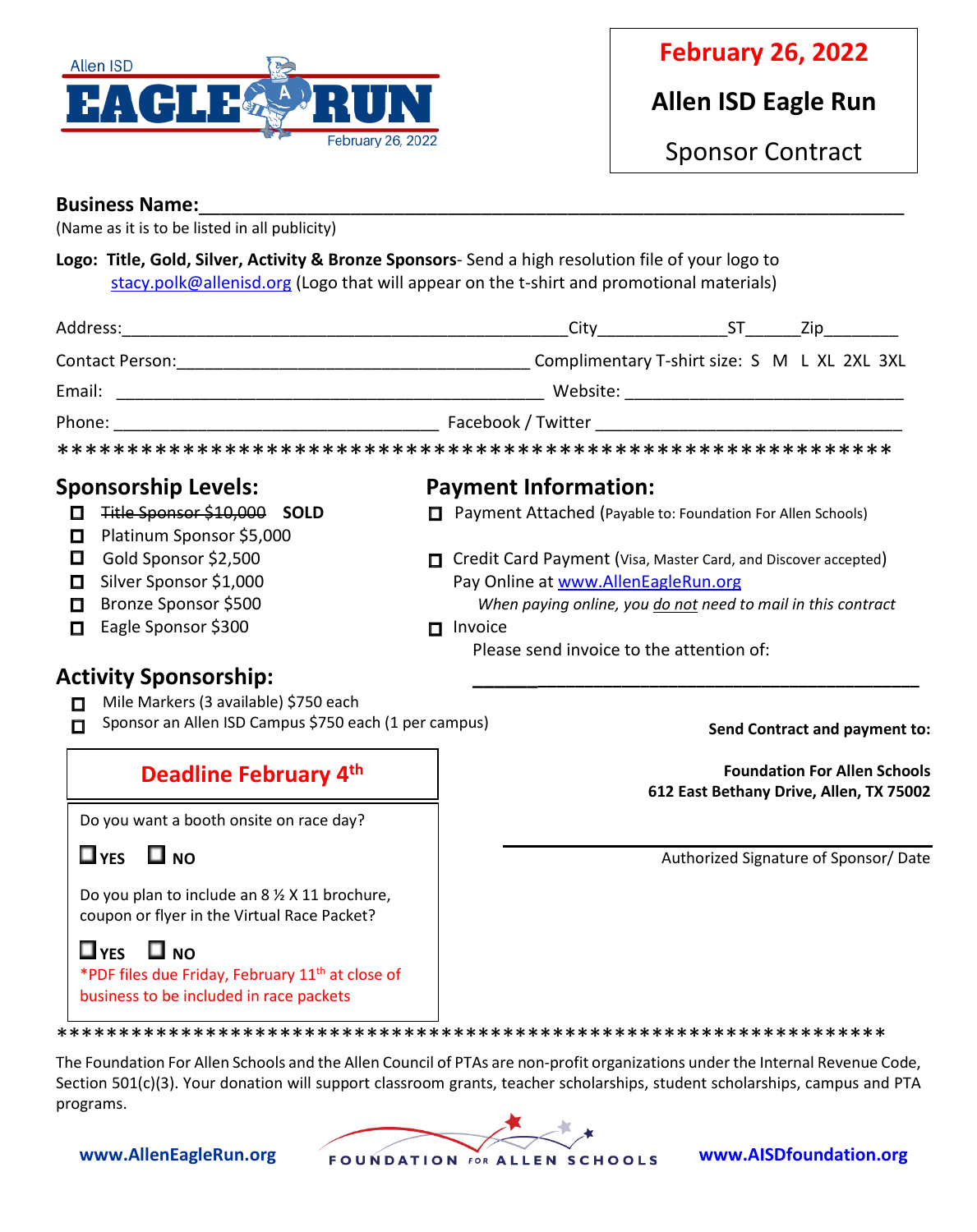Allen ISD

# EAGLE RUN

February 26, 2022

**February 26, 2022**

**Allen ISD Eagle Run**

Sponsor Contract

**Business Name:**______________________________________________________________________

(Name as it is to be listed in all publicity)

**Logo: Title, Gold, Silver, Activity & Bronze Sponsors**- Send a high resolution file of your logo to stacy.polk@allenisd.org (Logo that will appear on the t-shirt and promotional materials)

Address:_______________________________________________City_____________ST______Zip________

Contact Person:_____________________________________ Complimentary T-shirt size: S M L XL 2XL 3XL

Email: ____________________________________________ Website: _____________________________

Phone: ___________________________________ Facebook / Twitter ________________________________

*************************************************************

## Sponsorship Levels:

- ☐ ~~Title Sponsor $10,000~~ **SOLD**
- ☐ Platinum Sponsor $5,000
- ☐ Gold Sponsor $2,500
- ☐ Silver Sponsor $1,000
- ☐ Bronze Sponsor $500
- ☐ Eagle Sponsor $300

## Activity Sponsorship:

- ☐ Mile Markers (3 available) $750 each
- ☐ Sponsor an Allen ISD Campus $750 each (1 per campus)

**Deadline February 4th**

Do you want a booth onsite on race day?

☐ **YES** ☐ **NO**

Do you plan to include an 8 ½ X 11 brochure, coupon or flyer in the Virtual Race Packet?

☐ **YES** ☐ **NO**

*PDF files due Friday, February 11th at close of business to be included in race packets

## Payment Information:

- ☐ Payment Attached (Payable to: Foundation For Allen Schools)
- ☐ Credit Card Payment (Visa, Master Card, and Discover accepted)
  Pay Online at www.AllenEagleRun.org
  *When paying online, you do not need to mail in this contract*
- ☐ Invoice
  Please send invoice to the attention of:
  ________________________________________

**Send Contract and payment to:**

**Foundation For Allen Schools**
**612 East Bethany Drive, Allen, TX 75002**

________________________________________
Authorized Signature of Sponsor/ Date

*************************************************************

The Foundation For Allen Schools and the Allen Council of PTAs are non-profit organizations under the Internal Revenue Code, Section 501(c)(3). Your donation will support classroom grants, teacher scholarships, student scholarships, campus and PTA programs.

**www.AllenEagleRun.org** FOUNDATION FOR ALLEN SCHOOLS **www.AISDfoundation.org**